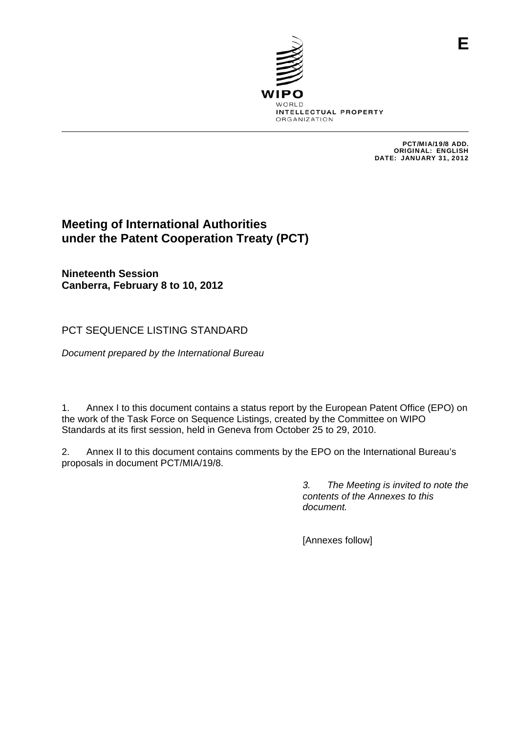E

WIPO
WORLD
INTELLECTUAL PROPERTY
ORGANIZATION

PCT/MIA/19/8 ADD.
ORIGINAL: ENGLISH
DATE: JANUARY 31, 2012

# Meeting of International Authorities under the Patent Cooperation Treaty (PCT)

**Nineteenth Session**
**Canberra, February 8 to 10, 2012**

## PCT SEQUENCE LISTING STANDARD

*Document prepared by the International Bureau*

1. Annex I to this document contains a status report by the European Patent Office (EPO) on the work of the Task Force on Sequence Listings, created by the Committee on WIPO Standards at its first session, held in Geneva from October 25 to 29, 2010.

2. Annex II to this document contains comments by the EPO on the International Bureau's proposals in document PCT/MIA/19/8.

*3. The Meeting is invited to note the contents of the Annexes to this document.*

[Annexes follow]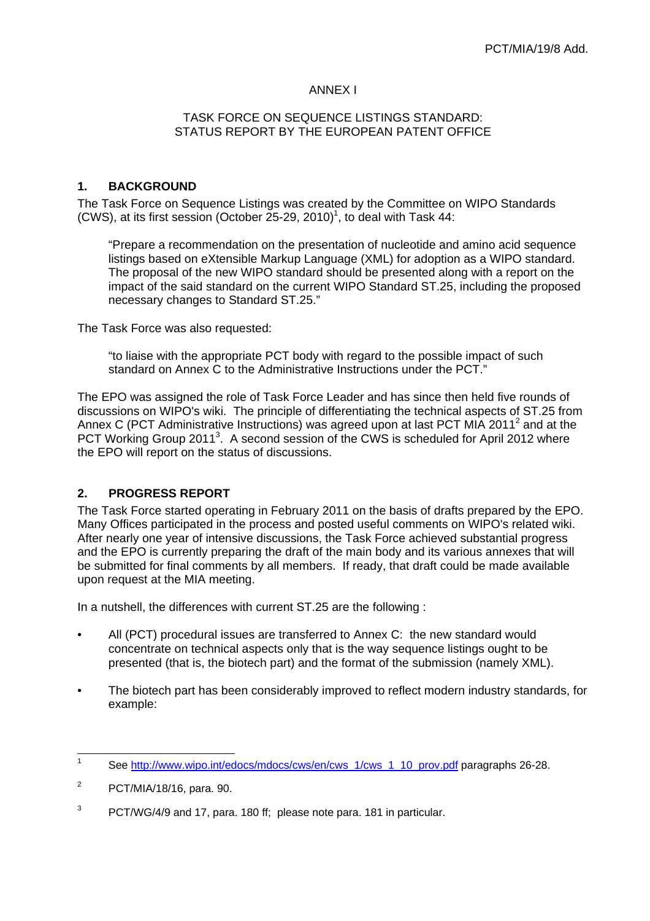ANNEX I

TASK FORCE ON SEQUENCE LISTINGS STANDARD:
STATUS REPORT BY THE EUROPEAN PATENT OFFICE

## 1. BACKGROUND

The Task Force on Sequence Listings was created by the Committee on WIPO Standards (CWS), at its first session (October 25-29, 2010)[1], to deal with Task 44:

> "Prepare a recommendation on the presentation of nucleotide and amino acid sequence listings based on eXtensible Markup Language (XML) for adoption as a WIPO standard. The proposal of the new WIPO standard should be presented along with a report on the impact of the said standard on the current WIPO Standard ST.25, including the proposed necessary changes to Standard ST.25."

The Task Force was also requested:

> "to liaise with the appropriate PCT body with regard to the possible impact of such standard on Annex C to the Administrative Instructions under the PCT."

The EPO was assigned the role of Task Force Leader and has since then held five rounds of discussions on WIPO's wiki. The principle of differentiating the technical aspects of ST.25 from Annex C (PCT Administrative Instructions) was agreed upon at last PCT MIA 2011[2] and at the PCT Working Group 2011[3]. A second session of the CWS is scheduled for April 2012 where the EPO will report on the status of discussions.

## 2. PROGRESS REPORT

The Task Force started operating in February 2011 on the basis of drafts prepared by the EPO. Many Offices participated in the process and posted useful comments on WIPO's related wiki. After nearly one year of intensive discussions, the Task Force achieved substantial progress and the EPO is currently preparing the draft of the main body and its various annexes that will be submitted for final comments by all members. If ready, that draft could be made available upon request at the MIA meeting.

In a nutshell, the differences with current ST.25 are the following :

- All (PCT) procedural issues are transferred to Annex C: the new standard would concentrate on technical aspects only that is the way sequence listings ought to be presented (that is, the biotech part) and the format of the submission (namely XML).
- The biotech part has been considerably improved to reflect modern industry standards, for example:

---

[1] See http://www.wipo.int/edocs/mdocs/cws/en/cws_1/cws_1_10_prov.pdf paragraphs 26-28.

[2] PCT/MIA/18/16, para. 90.

[3] PCT/WG/4/9 and 17, para. 180 ff; please note para. 181 in particular.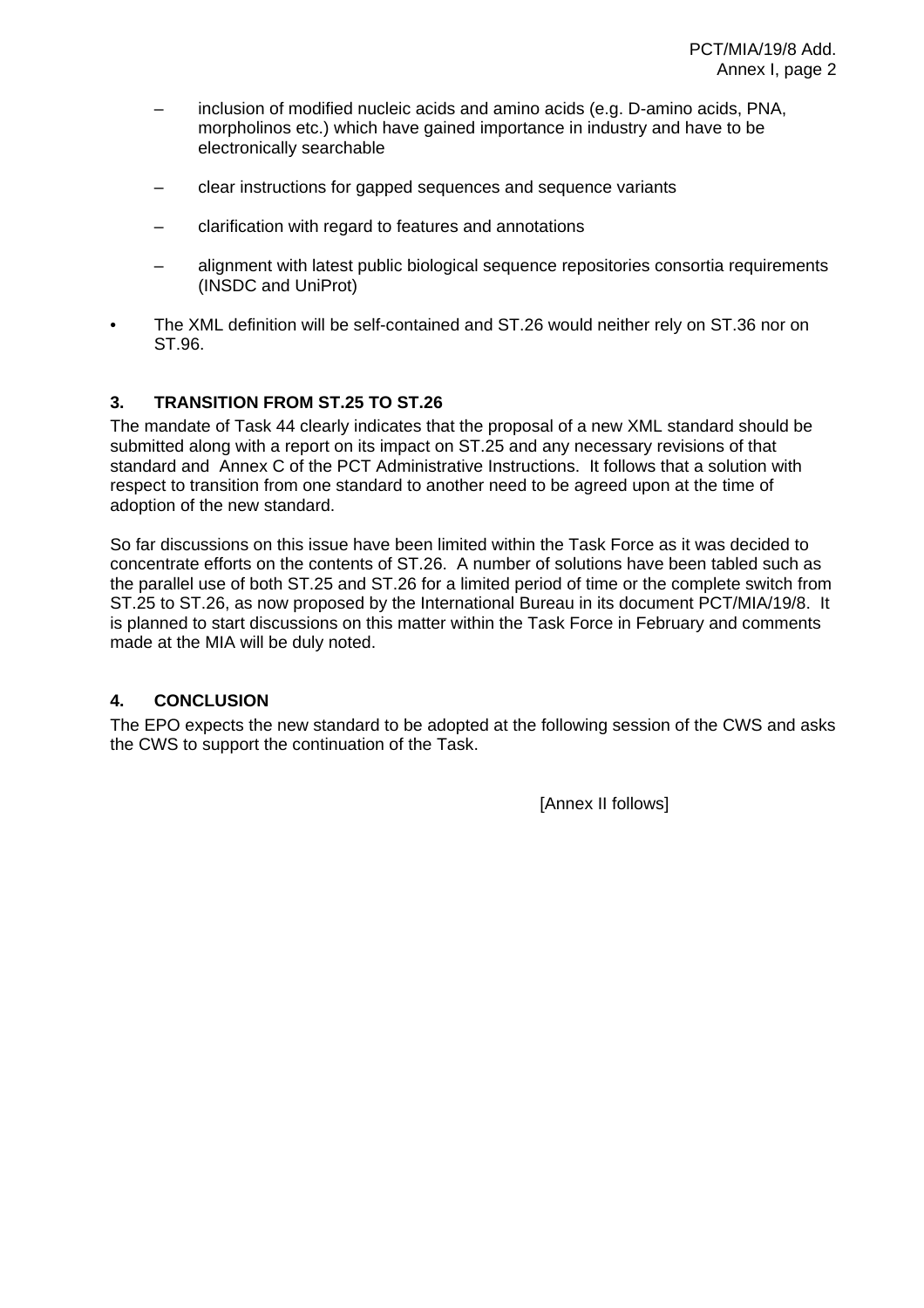- inclusion of modified nucleic acids and amino acids (e.g. D-amino acids, PNA, morpholinos etc.) which have gained importance in industry and have to be electronically searchable

- clear instructions for gapped sequences and sequence variants

- clarification with regard to features and annotations

- alignment with latest public biological sequence repositories consortia requirements (INSDC and UniProt)

- The XML definition will be self-contained and ST.26 would neither rely on ST.36 nor on ST.96.

## 3. TRANSITION FROM ST.25 TO ST.26

The mandate of Task 44 clearly indicates that the proposal of a new XML standard should be submitted along with a report on its impact on ST.25 and any necessary revisions of that standard and Annex C of the PCT Administrative Instructions. It follows that a solution with respect to transition from one standard to another need to be agreed upon at the time of adoption of the new standard.

So far discussions on this issue have been limited within the Task Force as it was decided to concentrate efforts on the contents of ST.26. A number of solutions have been tabled such as the parallel use of both ST.25 and ST.26 for a limited period of time or the complete switch from ST.25 to ST.26, as now proposed by the International Bureau in its document PCT/MIA/19/8. It is planned to start discussions on this matter within the Task Force in February and comments made at the MIA will be duly noted.

## 4. CONCLUSION

The EPO expects the new standard to be adopted at the following session of the CWS and asks the CWS to support the continuation of the Task.

[Annex II follows]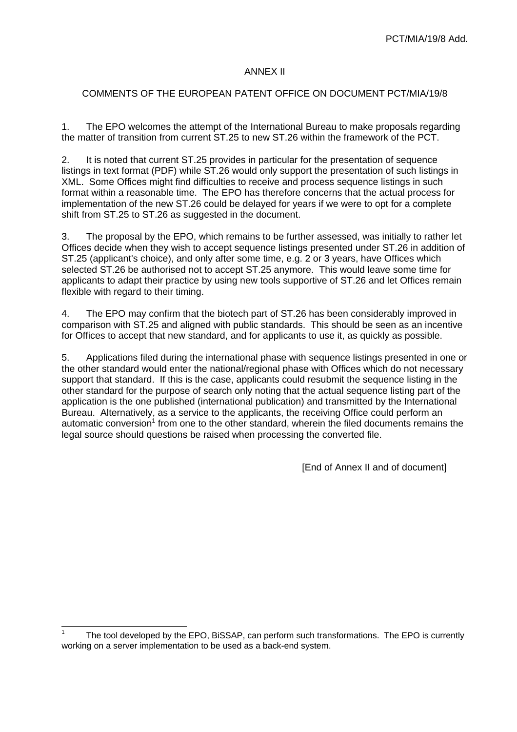# ANNEX II

## COMMENTS OF THE EUROPEAN PATENT OFFICE ON DOCUMENT PCT/MIA/19/8

1. The EPO welcomes the attempt of the International Bureau to make proposals regarding the matter of transition from current ST.25 to new ST.26 within the framework of the PCT.

2. It is noted that current ST.25 provides in particular for the presentation of sequence listings in text format (PDF) while ST.26 would only support the presentation of such listings in XML. Some Offices might find difficulties to receive and process sequence listings in such format within a reasonable time. The EPO has therefore concerns that the actual process for implementation of the new ST.26 could be delayed for years if we were to opt for a complete shift from ST.25 to ST.26 as suggested in the document.

3. The proposal by the EPO, which remains to be further assessed, was initially to rather let Offices decide when they wish to accept sequence listings presented under ST.26 in addition of ST.25 (applicant's choice), and only after some time, e.g. 2 or 3 years, have Offices which selected ST.26 be authorised not to accept ST.25 anymore. This would leave some time for applicants to adapt their practice by using new tools supportive of ST.26 and let Offices remain flexible with regard to their timing.

4. The EPO may confirm that the biotech part of ST.26 has been considerably improved in comparison with ST.25 and aligned with public standards. This should be seen as an incentive for Offices to accept that new standard, and for applicants to use it, as quickly as possible.

5. Applications filed during the international phase with sequence listings presented in one or the other standard would enter the national/regional phase with Offices which do not necessary support that standard. If this is the case, applicants could resubmit the sequence listing in the other standard for the purpose of search only noting that the actual sequence listing part of the application is the one published (international publication) and transmitted by the International Bureau. Alternatively, as a service to the applicants, the receiving Office could perform an automatic conversion[1] from one to the other standard, wherein the filed documents remains the legal source should questions be raised when processing the converted file.

[End of Annex II and of document]

---

[1] The tool developed by the EPO, BiSSAP, can perform such transformations. The EPO is currently working on a server implementation to be used as a back-end system.